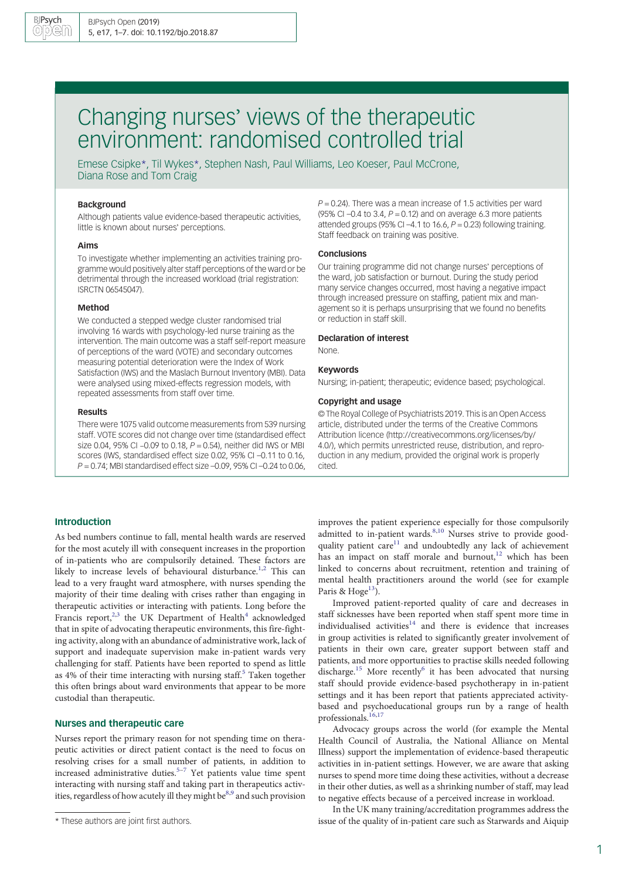# Changing nurses' views of the therapeutic environment: randomised controlled trial

Emese Csipke*, Til Wykes*, Stephen Nash, Paul Williams, Leo Koeser, Paul McCrone, Diana Rose and Tom Craig

### Background

Although patients value evidence-based therapeutic activities, little is known about nurses' perceptions.

### Aims

To investigate whether implementing an activities training programme would positively alter staff perceptions of the ward or be detrimental through the increased workload (trial registration: ISRCTN 06545047).

### Method

We conducted a stepped wedge cluster randomised trial involving 16 wards with psychology-led nurse training as the intervention. The main outcome was a staff self-report measure of perceptions of the ward (VOTE) and secondary outcomes measuring potential deterioration were the Index of Work Satisfaction (IWS) and the Maslach Burnout Inventory (MBI). Data were analysed using mixed-effects regression models, with repeated assessments from staff over time.

### Results

There were 1075 valid outcome measurements from 539 nursing staff. VOTE scores did not change over time (standardised effect size 0.04, 95% CI –0.09 to 0.18, $P = 0.54$), neither did IWS or MBI scores (IWS, standardised effect size 0.02, 95% CI –0.11 to 0.16, $P = 0.74$; MBI standardised effect size –0.09, 95% CI –0.24 to 0.06, $P = 0.24$). There was a mean increase of 1.5 activities per ward (95% CI –0.4 to 3.4, $P = 0.12$) and on average 6.3 more patients attended groups (95% CI –4.1 to 16.6, $P = 0.23$) following training. Staff feedback on training was positive.

### Conclusions

Our training programme did not change nurses' perceptions of the ward, job satisfaction or burnout. During the study period many service changes occurred, most having a negative impact through increased pressure on staffing, patient mix and management so it is perhaps unsurprising that we found no benefits or reduction in staff skill.

### Declaration of interest

None.

### Keywords

Nursing; in-patient; therapeutic; evidence based; psychological.

### Copyright and usage

© The Royal College of Psychiatrists 2019. This is an Open Access article, distributed under the terms of the Creative Commons Attribution licence (http://creativecommons.org/licenses/by/4.0/), which permits unrestricted reuse, distribution, and reproduction in any medium, provided the original work is properly cited.

## Introduction

As bed numbers continue to fall, mental health wards are reserved for the most acutely ill with consequent increases in the proportion of in-patients who are compulsorily detained. These factors are likely to increase levels of behavioural disturbance.[1,2] This can lead to a very fraught ward atmosphere, with nurses spending the majority of their time dealing with crises rather than engaging in therapeutic activities or interacting with patients. Long before the Francis report,[2,3] the UK Department of Health[4] acknowledged that in spite of advocating therapeutic environments, this fire-fighting activity, along with an abundance of administrative work, lack of support and inadequate supervision make in-patient wards very challenging for staff. Patients have been reported to spend as little as 4% of their time interacting with nursing staff.[5] Taken together this often brings about ward environments that appear to be more custodial than therapeutic.

## Nurses and therapeutic care

Nurses report the primary reason for not spending time on therapeutic activities or direct patient contact is the need to focus on resolving crises for a small number of patients, in addition to increased administrative duties.[5–7] Yet patients value time spent interacting with nursing staff and taking part in therapeutics activities, regardless of how acutely ill they might be[8,9] and such provision improves the patient experience especially for those compulsorily admitted to in-patient wards.[8,10] Nurses strive to provide good-quality patient care[11] and undoubtedly any lack of achievement has an impact on staff morale and burnout,[12] which has been linked to concerns about recruitment, retention and training of mental health practitioners around the world (see for example Paris & Hoge[13]).

Improved patient-reported quality of care and decreases in staff sicknesses have been reported when staff spent more time in individualised activities[14] and there is evidence that increases in group activities is related to significantly greater involvement of patients in their own care, greater support between staff and patients, and more opportunities to practise skills needed following discharge.[15] More recently[6] it has been advocated that nursing staff should provide evidence-based psychotherapy in in-patient settings and it has been report that patients appreciated activity-based and psychoeducational groups run by a range of health professionals.[16,17]

Advocacy groups across the world (for example the Mental Health Council of Australia, the National Alliance on Mental Illness) support the implementation of evidence-based therapeutic activities in in-patient settings. However, we are aware that asking nurses to spend more time doing these activities, without a decrease in their other duties, as well as a shrinking number of staff, may lead to negative effects because of a perceived increase in workload.

In the UK many training/accreditation programmes address the issue of the quality of in-patient care such as Starwards and Aiquip

\* These authors are joint first authors.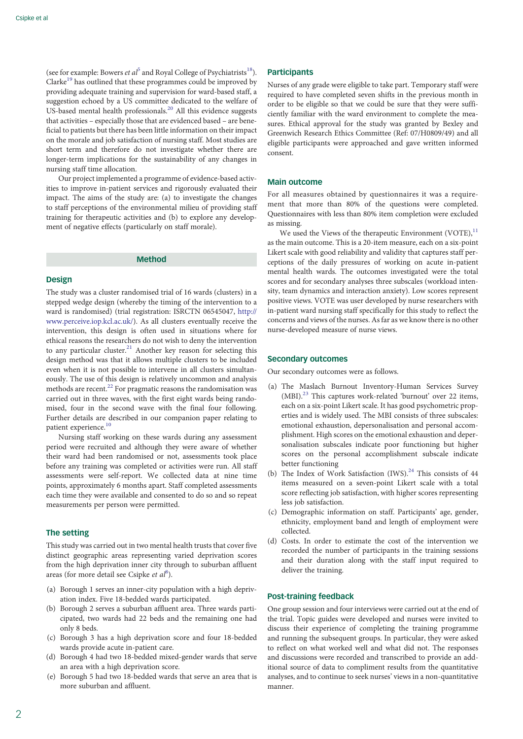(see for example: Bowers *et al*[5] and Royal College of Psychiatrists[18]). Clarke[19] has outlined that these programmes could be improved by providing adequate training and supervision for ward-based staff, a suggestion echoed by a US committee dedicated to the welfare of US-based mental health professionals.[20] All this evidence suggests that activities – especially those that are evidenced based – are beneficial to patients but there has been little information on their impact on the morale and job satisfaction of nursing staff. Most studies are short term and therefore do not investigate whether there are longer-term implications for the sustainability of any changes in nursing staff time allocation.

Our project implemented a programme of evidence-based activities to improve in-patient services and rigorously evaluated their impact. The aims of the study are: (a) to investigate the changes to staff perceptions of the environmental milieu of providing staff training for therapeutic activities and (b) to explore any development of negative effects (particularly on staff morale).

## Method

### Design

The study was a cluster randomised trial of 16 wards (clusters) in a stepped wedge design (whereby the timing of the intervention to a ward is randomised) (trial registration: ISRCTN 06545047, http://www.perceive.iop.kcl.ac.uk/). As all clusters eventually receive the intervention, this design is often used in situations where for ethical reasons the researchers do not wish to deny the intervention to any particular cluster.[21] Another key reason for selecting this design method was that it allows multiple clusters to be included even when it is not possible to intervene in all clusters simultaneously. The use of this design is relatively uncommon and analysis methods are recent.[22] For pragmatic reasons the randomisation was carried out in three waves, with the first eight wards being randomised, four in the second wave with the final four following. Further details are described in our companion paper relating to patient experience.[10]

Nursing staff working on these wards during any assessment period were recruited and although they were aware of whether their ward had been randomised or not, assessments took place before any training was completed or activities were run. All staff assessments were self-report. We collected data at nine time points, approximately 6 months apart. Staff completed assessments each time they were available and consented to do so and so repeat measurements per person were permitted.

### The setting

This study was carried out in two mental health trusts that cover five distinct geographic areas representing varied deprivation scores from the high deprivation inner city through to suburban affluent areas (for more detail see Csipke *et al*[8]).

(a) Borough 1 serves an inner-city population with a high deprivation index. Five 18-bedded wards participated.
(b) Borough 2 serves a suburban affluent area. Three wards participated, two wards had 22 beds and the remaining one had only 8 beds.
(c) Borough 3 has a high deprivation score and four 18-bedded wards provide acute in-patient care.
(d) Borough 4 had two 18-bedded mixed-gender wards that serve an area with a high deprivation score.
(e) Borough 5 had two 18-bedded wards that serve an area that is more suburban and affluent.

### Participants

Nurses of any grade were eligible to take part. Temporary staff were required to have completed seven shifts in the previous month in order to be eligible so that we could be sure that they were sufficiently familiar with the ward environment to complete the measures. Ethical approval for the study was granted by Bexley and Greenwich Research Ethics Committee (Ref: 07/H0809/49) and all eligible participants were approached and gave written informed consent.

### Main outcome

For all measures obtained by questionnaires it was a requirement that more than 80% of the questions were completed. Questionnaires with less than 80% item completion were excluded as missing.

We used the Views of the therapeutic Environment (VOTE),[11] as the main outcome. This is a 20-item measure, each on a six-point Likert scale with good reliability and validity that captures staff perceptions of the daily pressures of working on acute in-patient mental health wards. The outcomes investigated were the total scores and for secondary analyses three subscales (workload intensity, team dynamics and interaction anxiety). Low scores represent positive views. VOTE was user developed by nurse researchers with in-patient ward nursing staff specifically for this study to reflect the concerns and views of the nurses. As far as we know there is no other nurse-developed measure of nurse views.

### Secondary outcomes

Our secondary outcomes were as follows.

(a) The Maslach Burnout Inventory-Human Services Survey (MBI).[23] This captures work-related 'burnout' over 22 items, each on a six-point Likert scale. It has good psychometric properties and is widely used. The MBI consists of three subscales: emotional exhaustion, depersonalisation and personal accomplishment. High scores on the emotional exhaustion and depersonalisation subscales indicate poor functioning but higher scores on the personal accomplishment subscale indicate better functioning
(b) The Index of Work Satisfaction (IWS).[24] This consists of 44 items measured on a seven-point Likert scale with a total score reflecting job satisfaction, with higher scores representing less job satisfaction.
(c) Demographic information on staff. Participants' age, gender, ethnicity, employment band and length of employment were collected.
(d) Costs. In order to estimate the cost of the intervention we recorded the number of participants in the training sessions and their duration along with the staff input required to deliver the training.

### Post-training feedback

One group session and four interviews were carried out at the end of the trial. Topic guides were developed and nurses were invited to discuss their experience of completing the training programme and running the subsequent groups. In particular, they were asked to reflect on what worked well and what did not. The responses and discussions were recorded and transcribed to provide an additional source of data to compliment results from the quantitative analyses, and to continue to seek nurses' views in a non-quantitative manner.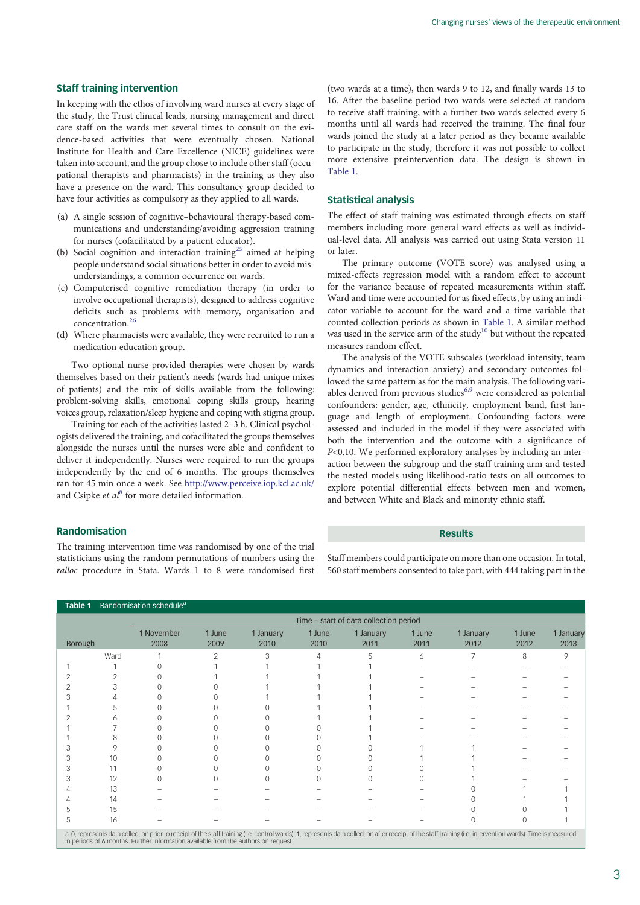## Staff training intervention

In keeping with the ethos of involving ward nurses at every stage of the study, the Trust clinical leads, nursing management and direct care staff on the wards met several times to consult on the evidence-based activities that were eventually chosen. National Institute for Health and Care Excellence (NICE) guidelines were taken into account, and the group chose to include other staff (occupational therapists and pharmacists) in the training as they also have a presence on the ward. This consultancy group decided to have four activities as compulsory as they applied to all wards.

(a) A single session of cognitive–behavioural therapy-based communications and understanding/avoiding aggression training for nurses (cofacilitated by a patient educator).

(b) Social cognition and interaction training[25] aimed at helping people understand social situations better in order to avoid misunderstandings, a common occurrence on wards.

(c) Computerised cognitive remediation therapy (in order to involve occupational therapists), designed to address cognitive deficits such as problems with memory, organisation and concentration.[26]

(d) Where pharmacists were available, they were recruited to run a medication education group.

Two optional nurse-provided therapies were chosen by wards themselves based on their patient's needs (wards had unique mixes of patients) and the mix of skills available from the following: problem-solving skills, emotional coping skills group, hearing voices group, relaxation/sleep hygiene and coping with stigma group.

Training for each of the activities lasted 2–3 h. Clinical psychologists delivered the training, and cofacilitated the groups themselves alongside the nurses until the nurses were able and confident to deliver it independently. Nurses were required to run the groups independently by the end of 6 months. The groups themselves ran for 45 min once a week. See http://www.perceive.iop.kcl.ac.uk/ and Csipke *et al*[8] for more detailed information.

## Randomisation

The training intervention time was randomised by one of the trial statisticians using the random permutations of numbers using the *ralloc* procedure in Stata. Wards 1 to 8 were randomised first (two wards at a time), then wards 9 to 12, and finally wards 13 to 16. After the baseline period two wards were selected at random to receive staff training, with a further two wards selected every 6 months until all wards had received the training. The final four wards joined the study at a later period as they became available to participate in the study, therefore it was not possible to collect more extensive preintervention data. The design is shown in Table 1.

## Statistical analysis

The effect of staff training was estimated through effects on staff members including more general ward effects as well as individual-level data. All analysis was carried out using Stata version 11 or later.

The primary outcome (VOTE score) was analysed using a mixed-effects regression model with a random effect to account for the variance because of repeated measurements within staff. Ward and time were accounted for as fixed effects, by using an indicator variable to account for the ward and a time variable that counted collection periods as shown in Table 1. A similar method was used in the service arm of the study[10] but without the repeated measures random effect.

The analysis of the VOTE subscales (workload intensity, team dynamics and interaction anxiety) and secondary outcomes followed the same pattern as for the main analysis. The following variables derived from previous studies[6,9] were considered as potential confounders: gender, age, ethnicity, employment band, first language and length of employment. Confounding factors were assessed and included in the model if they were associated with both the intervention and the outcome with a significance of $P<0.10$. We performed exploratory analyses by including an interaction between the subgroup and the staff training arm and tested the nested models using likelihood-ratio tests on all outcomes to explore potential differential effects between men and women, and between White and Black and minority ethnic staff.

## Results

Staff members could participate on more than one occasion. In total, 560 staff members consented to take part, with 444 taking part in the

**Table 1** Randomisation schedule[a]

| Borough | | Time – start of data collection period | | | | | | | | |
|---|---|---|---|---|---|---|---|---|---|---|
| | | 1 November 2008 | 1 June 2009 | 1 January 2010 | 1 June 2010 | 1 January 2011 | 1 June 2011 | 1 January 2012 | 1 June 2012 | 1 January 2013 |
| | Ward | 1 | 2 | 3 | 4 | 5 | 6 | 7 | 8 | 9 |
| 1 | 1 | 0 | 1 | 1 | 1 | 1 | – | – | – | – |
| 2 | 2 | 0 | 1 | 1 | 1 | 1 | – | – | – | – |
| 2 | 3 | 0 | 0 | 1 | 1 | 1 | – | – | – | – |
| 3 | 4 | 0 | 0 | 1 | 1 | 1 | – | – | – | – |
| 1 | 5 | 0 | 0 | 0 | 1 | 1 | – | – | – | – |
| 2 | 6 | 0 | 0 | 0 | 1 | 1 | – | – | – | – |
| 1 | 7 | 0 | 0 | 0 | 0 | 1 | – | – | – | – |
| 1 | 8 | 0 | 0 | 0 | 0 | 1 | – | – | – | – |
| 3 | 9 | 0 | 0 | 0 | 0 | 0 | 1 | 1 | – | – |
| 3 | 10 | 0 | 0 | 0 | 0 | 0 | 1 | 1 | – | – |
| 3 | 11 | 0 | 0 | 0 | 0 | 0 | 0 | 1 | – | – |
| 3 | 12 | 0 | 0 | 0 | 0 | 0 | 0 | 1 | – | – |
| 4 | 13 | – | – | – | – | – | – | 0 | 1 | 1 |
| 4 | 14 | – | – | – | – | – | – | 0 | 1 | 1 |
| 5 | 15 | – | – | – | – | – | – | 0 | 0 | 1 |
| 5 | 16 | – | – | – | – | – | – | 0 | 0 | 1 |

a. 0, represents data collection prior to receipt of the staff training (i.e. control wards); 1, represents data collection after receipt of the staff training (i.e. intervention wards). Time is measured in periods of 6 months. Further information available from the authors on request.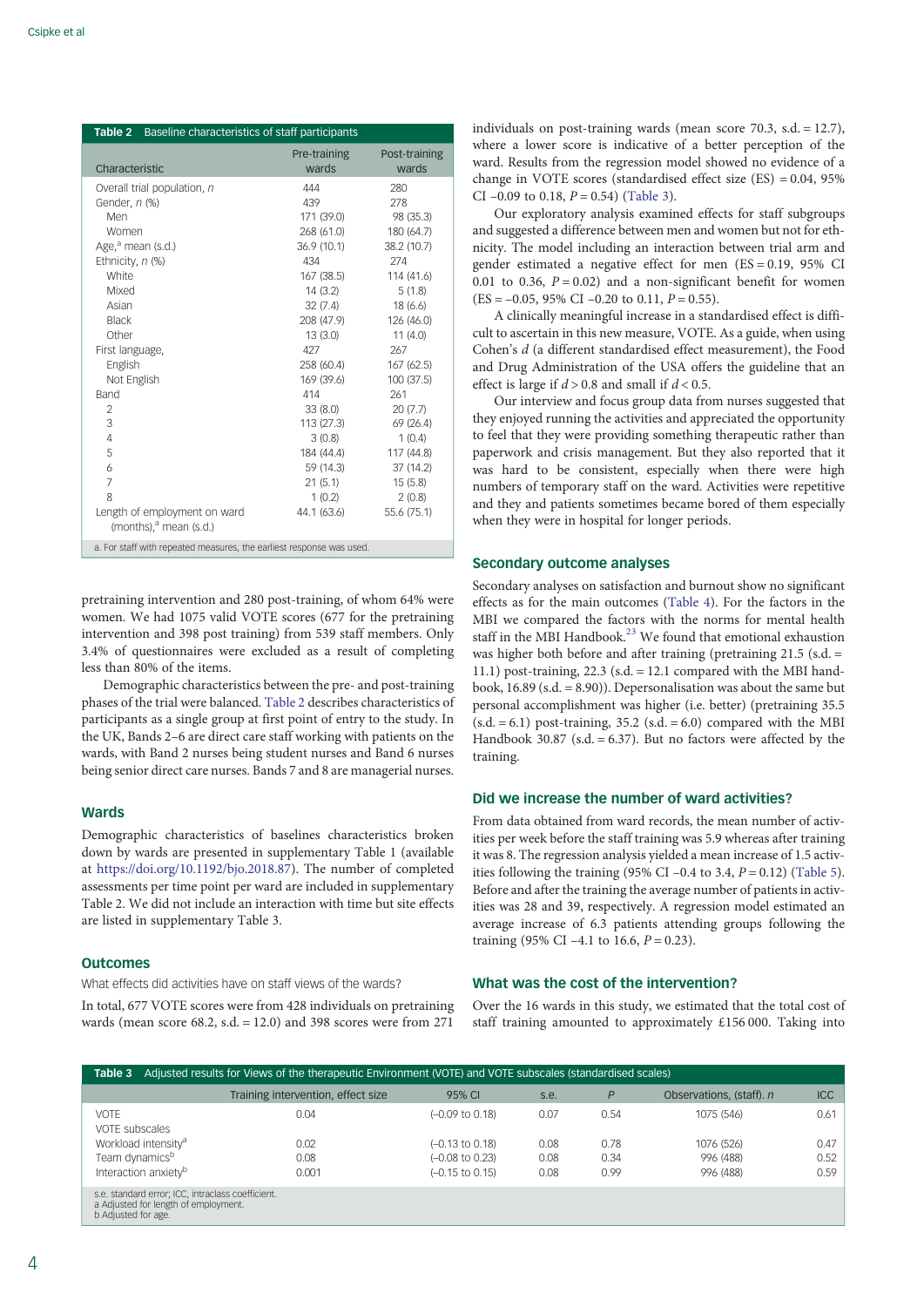| Characteristic | Pre-training wards | Post-training wards |
|---|---|---|
| Overall trial population, *n* | 444 | 280 |
| Gender, *n* (%) | 439 | 278 |
| Men | 171 (39.0) | 98 (35.3) |
| Women | 268 (61.0) | 180 (64.7) |
| Age,[a] mean (s.d.) | 36.9 (10.1) | 38.2 (10.7) |
| Ethnicity, *n* (%) | 434 | 274 |
| White | 167 (38.5) | 114 (41.6) |
| Mixed | 14 (3.2) | 5 (1.8) |
| Asian | 32 (7.4) | 18 (6.6) |
| Black | 208 (47.9) | 126 (46.0) |
| Other | 13 (3.0) | 11 (4.0) |
| First language, | 427 | 267 |
| English | 258 (60.4) | 167 (62.5) |
| Not English | 169 (39.6) | 100 (37.5) |
| Band | 414 | 261 |
| 2 | 33 (8.0) | 20 (7.7) |
| 3 | 113 (27.3) | 69 (26.4) |
| 4 | 3 (0.8) | 1 (0.4) |
| 5 | 184 (44.4) | 117 (44.8) |
| 6 | 59 (14.3) | 37 (14.2) |
| 7 | 21 (5.1) | 15 (5.8) |
| 8 | 1 (0.2) | 2 (0.8) |
| Length of employment on ward (months),[a] mean (s.d.) | 44.1 (63.6) | 55.6 (75.1) |

Table 2 Baseline characteristics of staff participants

a. For staff with repeated measures, the earliest response was used.

pretraining intervention and 280 post-training, of whom 64% were women. We had 1075 valid VOTE scores (677 for the pretraining intervention and 398 post training) from 539 staff members. Only 3.4% of questionnaires were excluded as a result of completing less than 80% of the items.

Demographic characteristics between the pre- and post-training phases of the trial were balanced. Table 2 describes characteristics of participants as a single group at first point of entry to the study. In the UK, Bands 2–6 are direct care staff working with patients on the wards, with Band 2 nurses being student nurses and Band 6 nurses being senior direct care nurses. Bands 7 and 8 are managerial nurses.

## Wards

Demographic characteristics of baselines characteristics broken down by wards are presented in supplementary Table 1 (available at https://doi.org/10.1192/bjo.2018.87). The number of completed assessments per time point per ward are included in supplementary Table 2. We did not include an interaction with time but site effects are listed in supplementary Table 3.

## Outcomes

What effects did activities have on staff views of the wards?

In total, 677 VOTE scores were from 428 individuals on pretraining wards (mean score 68.2, s.d. = 12.0) and 398 scores were from 271 individuals on post-training wards (mean score 70.3, s.d. = 12.7), where a lower score is indicative of a better perception of the ward. Results from the regression model showed no evidence of a change in VOTE scores (standardised effect size (ES) = 0.04, 95% CI −0.09 to 0.18, $P = 0.54$) (Table 3).

Our exploratory analysis examined effects for staff subgroups and suggested a difference between men and women but not for ethnicity. The model including an interaction between trial arm and gender estimated a negative effect for men (ES = 0.19, 95% CI 0.01 to 0.36, $P = 0.02$) and a non-significant benefit for women (ES = −0.05, 95% CI −0.20 to 0.11, $P = 0.55$).

A clinically meaningful increase in a standardised effect is difficult to ascertain in this new measure, VOTE. As a guide, when using Cohen's *d* (a different standardised effect measurement), the Food and Drug Administration of the USA offers the guideline that an effect is large if $d > 0.8$ and small if $d < 0.5$.

Our interview and focus group data from nurses suggested that they enjoyed running the activities and appreciated the opportunity to feel that they were providing something therapeutic rather than paperwork and crisis management. But they also reported that it was hard to be consistent, especially when there were high numbers of temporary staff on the ward. Activities were repetitive and they and patients sometimes became bored of them especially when they were in hospital for longer periods.

## Secondary outcome analyses

Secondary analyses on satisfaction and burnout show no significant effects as for the main outcomes (Table 4). For the factors in the MBI we compared the factors with the norms for mental health staff in the MBI Handbook.[23] We found that emotional exhaustion was higher both before and after training (pretraining 21.5 (s.d. = 11.1) post-training, 22.3 (s.d. = 12.1 compared with the MBI handbook, 16.89 (s.d. = 8.90)). Depersonalisation was about the same but personal accomplishment was higher (i.e. better) (pretraining 35.5 (s.d. = 6.1) post-training, 35.2 (s.d. = 6.0) compared with the MBI Handbook 30.87 (s.d. = 6.37). But no factors were affected by the training.

## Did we increase the number of ward activities?

From data obtained from ward records, the mean number of activities per week before the staff training was 5.9 whereas after training it was 8. The regression analysis yielded a mean increase of 1.5 activities following the training (95% CI −0.4 to 3.4, $P = 0.12$) (Table 5). Before and after the training the average number of patients in activities was 28 and 39, respectively. A regression model estimated an average increase of 6.3 patients attending groups following the training (95% CI −4.1 to 16.6, $P = 0.23$).

## What was the cost of the intervention?

Over the 16 wards in this study, we estimated that the total cost of staff training amounted to approximately £156 000. Taking into

Table 3 Adjusted results for Views of the therapeutic Environment (VOTE) and VOTE subscales (standardised scales)

| | Training intervention, effect size | 95% CI | s.e. | *P* | Observations, (staff), *n* | ICC |
|---|---|---|---|---|---|---|
| VOTE | 0.04 | (−0.09 to 0.18) | 0.07 | 0.54 | 1075 (546) | 0.61 |
| VOTE subscales | | | | | | |
| Workload intensity[a] | 0.02 | (−0.13 to 0.18) | 0.08 | 0.78 | 1076 (526) | 0.47 |
| Team dynamics[b] | 0.08 | (−0.08 to 0.23) | 0.08 | 0.34 | 996 (488) | 0.52 |
| Interaction anxiety[b] | 0.001 | (−0.15 to 0.15) | 0.08 | 0.99 | 996 (488) | 0.59 |

s.e. standard error; ICC, intraclass coefficient.
a Adjusted for length of employment.
b Adjusted for age.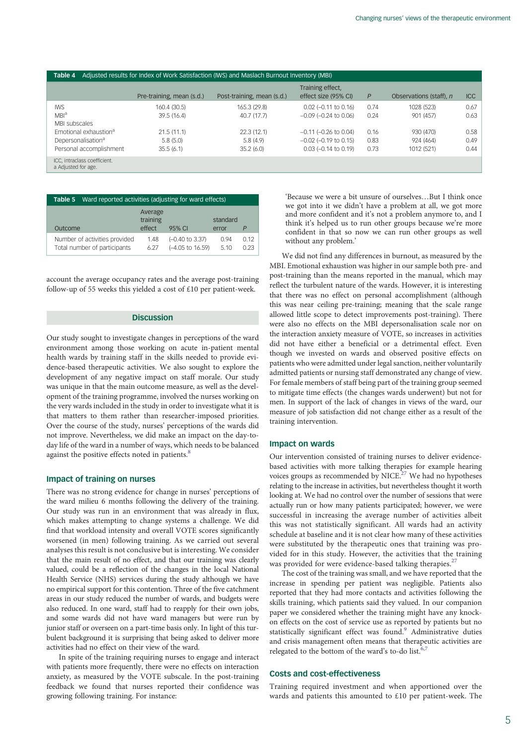**Table 4** Adjusted results for Index of Work Satisfaction (IWS) and Maslach Burnout Inventory (MBI)

| | Pre-training, mean (s.d.) | Post-training, mean (s.d.) | Training effect, effect size (95% CI) | *P* | Observations (staff), *n* | ICC |
|---|---|---|---|---|---|---|
| IWS | 160.4 (30.5) | 165.3 (29.8) | 0.02 (−0.11 to 0.16) | 0.74 | 1028 (523) | 0.67 |
| MBI[a] | 39.5 (16.4) | 40.7 (17.7) | −0.09 (−0.24 to 0.06) | 0.24 | 901 (457) | 0.63 |
| MBI subscales | | | | | | |
| Emotional exhaustion[a] | 21.5 (11.1) | 22.3 (12.1) | −0.11 (−0.26 to 0.04) | 0.16 | 930 (470) | 0.58 |
| Depersonalisation[a] | 5.8 (5.0) | 5.8 (4.9) | −0.02 (−0.19 to 0.15) | 0.83 | 924 (464) | 0.49 |
| Personal accomplishment | 35.5 (6.1) | 35.2 (6.0) | 0.03 (−0.14 to 0.19) | 0.73 | 1012 (521) | 0.44 |

ICC, intraclass coefficient.
a Adjusted for age.

**Table 5** Ward reported activities (adjusting for ward effects)

| Outcome | Average training effect | 95% CI | standard error | *P* |
|---|---|---|---|---|
| Number of activities provided | 1.48 | (−0.40 to 3.37) | 0.94 | 0.12 |
| Total number of participants | 6.27 | (−4.05 to 16.59) | 5.10 | 0.23 |

account the average occupancy rates and the average post-training follow-up of 55 weeks this yielded a cost of £10 per patient-week.

## Discussion

Our study sought to investigate changes in perceptions of the ward environment among those working on acute in-patient mental health wards by training staff in the skills needed to provide evidence-based therapeutic activities. We also sought to explore the development of any negative impact on staff morale. Our study was unique in that the main outcome measure, as well as the development of the training programme, involved the nurses working on the very wards included in the study in order to investigate what it is that matters to them rather than researcher-imposed priorities. Over the course of the study, nurses' perceptions of the wards did not improve. Nevertheless, we did make an impact on the day-to-day life of the ward in a number of ways, which needs to be balanced against the positive effects noted in patients.[8]

### Impact of training on nurses

There was no strong evidence for change in nurses' perceptions of the ward milieu 6 months following the delivery of the training. Our study was run in an environment that was already in flux, which makes attempting to change systems a challenge. We did find that workload intensity and overall VOTE scores significantly worsened (in men) following training. As we carried out several analyses this result is not conclusive but is interesting. We consider that the main result of no effect, and that our training was clearly valued, could be a reflection of the changes in the local National Health Service (NHS) services during the study although we have no empirical support for this contention. Three of the five catchment areas in our study reduced the number of wards, and budgets were also reduced. In one ward, staff had to reapply for their own jobs, and some wards did not have ward managers but were run by junior staff or overseen on a part-time basis only. In light of this turbulent background it is surprising that being asked to deliver more activities had no effect on their view of the ward.

In spite of the training requiring nurses to engage and interact with patients more frequently, there were no effects on interaction anxiety, as measured by the VOTE subscale. In the post-training feedback we found that nurses reported their confidence was growing following training. For instance:

> 'Because we were a bit unsure of ourselves…But I think once we got into it we didn't have a problem at all, we got more and more confident and it's not a problem anymore to, and I think it's helped us to run other groups because we're more confident in that so now we can run other groups as well without any problem.'

We did not find any differences in burnout, as measured by the MBI. Emotional exhaustion was higher in our sample both pre- and post-training than the means reported in the manual, which may reflect the turbulent nature of the wards. However, it is interesting that there was no effect on personal accomplishment (although this was near ceiling pre-training; meaning that the scale range allowed little scope to detect improvements post-training). There were also no effects on the MBI depersonalisation scale nor on the interaction anxiety measure of VOTE, so increases in activities did not have either a beneficial or a detrimental effect. Even though we invested on wards and observed positive effects on patients who were admitted under legal sanction, neither voluntarily admitted patients or nursing staff demonstrated any change of view. For female members of staff being part of the training group seemed to mitigate time effects (the changes wards underwent) but not for men. In support of the lack of changes in views of the ward, our measure of job satisfaction did not change either as a result of the training intervention.

### Impact on wards

Our intervention consisted of training nurses to deliver evidence-based activities with more talking therapies for example hearing voices groups as recommended by NICE.[27] We had no hypotheses relating to the increase in activities, but nevertheless thought it worth looking at. We had no control over the number of sessions that were actually run or how many patients participated; however, we were successful in increasing the average number of activities albeit this was not statistically significant. All wards had an activity schedule at baseline and it is not clear how many of these activities were substituted by the therapeutic ones that training was provided for in this study. However, the activities that the training was provided for were evidence-based talking therapies.[27]

The cost of the training was small, and we have reported that the increase in spending per patient was negligible. Patients also reported that they had more contacts and activities following the skills training, which patients said they valued. In our companion paper we considered whether the training might have any knock-on effects on the cost of service use as reported by patients but no statistically significant effect was found.[9] Administrative duties and crisis management often means that therapeutic activities are relegated to the bottom of the ward's to-do list.[6,7]

### Costs and cost-effectiveness

Training required investment and when apportioned over the wards and patients this amounted to £10 per patient-week. The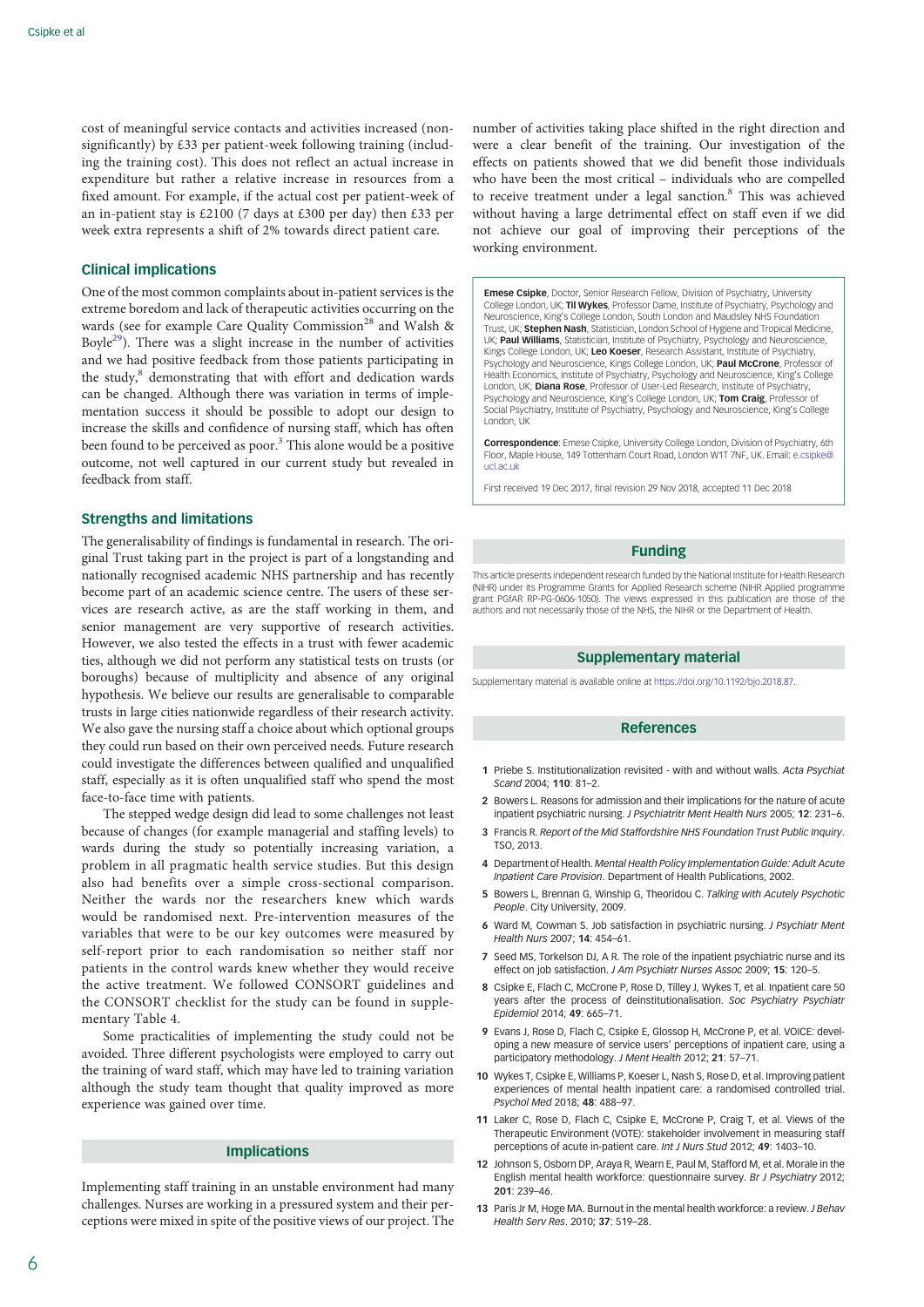cost of meaningful service contacts and activities increased (non-significantly) by £33 per patient-week following training (including the training cost). This does not reflect an actual increase in expenditure but rather a relative increase in resources from a fixed amount. For example, if the actual cost per patient-week of an in-patient stay is £2100 (7 days at £300 per day) then £33 per week extra represents a shift of 2% towards direct patient care.

### Clinical implications

One of the most common complaints about in-patient services is the extreme boredom and lack of therapeutic activities occurring on the wards (see for example Care Quality Commission[28] and Walsh & Boyle[29]). There was a slight increase in the number of activities and we had positive feedback from those patients participating in the study,[8] demonstrating that with effort and dedication wards can be changed. Although there was variation in terms of implementation success it should be possible to adopt our design to increase the skills and confidence of nursing staff, which has often been found to be perceived as poor.[3] This alone would be a positive outcome, not well captured in our current study but revealed in feedback from staff.

### Strengths and limitations

The generalisability of findings is fundamental in research. The original Trust taking part in the project is part of a longstanding and nationally recognised academic NHS partnership and has recently become part of an academic science centre. The users of these services are research active, as are the staff working in them, and senior management are very supportive of research activities. However, we also tested the effects in a trust with fewer academic ties, although we did not perform any statistical tests on trusts (or boroughs) because of multiplicity and absence of any original hypothesis. We believe our results are generalisable to comparable trusts in large cities nationwide regardless of their research activity. We also gave the nursing staff a choice about which optional groups they could run based on their own perceived needs. Future research could investigate the differences between qualified and unqualified staff, especially as it is often unqualified staff who spend the most face-to-face time with patients.

The stepped wedge design did lead to some challenges not least because of changes (for example managerial and staffing levels) to wards during the study so potentially increasing variation, a problem in all pragmatic health service studies. But this design also had benefits over a simple cross-sectional comparison. Neither the wards nor the researchers knew which wards would be randomised next. Pre-intervention measures of the variables that were to be our key outcomes were measured by self-report prior to each randomisation so neither staff nor patients in the control wards knew whether they would receive the active treatment. We followed CONSORT guidelines and the CONSORT checklist for the study can be found in supplementary Table 4.

Some practicalities of implementing the study could not be avoided. Three different psychologists were employed to carry out the training of ward staff, which may have led to training variation although the study team thought that quality improved as more experience was gained over time.

## Implications

Implementing staff training in an unstable environment had many challenges. Nurses are working in a pressured system and their perceptions were mixed in spite of the positive views of our project. The number of activities taking place shifted in the right direction and were a clear benefit of the training. Our investigation of the effects on patients showed that we did benefit those individuals who have been the most critical – individuals who are compelled to receive treatment under a legal sanction.[8] This was achieved without having a large detrimental effect on staff even if we did not achieve our goal of improving their perceptions of the working environment.

**Emese Csipke**, Doctor, Senior Research Fellow, Division of Psychiatry, University College London, UK; **Til Wykes**, Professor Dame, Institute of Psychiatry, Psychology and Neuroscience, King's College London, South London and Maudsley NHS Foundation Trust, UK; **Stephen Nash**, Statistician, London School of Hygiene and Tropical Medicine, UK; **Paul Williams**, Statistician, Institute of Psychiatry, Psychology and Neuroscience, Kings College London, UK; **Leo Koeser**, Research Assistant, Institute of Psychiatry, Psychology and Neuroscience, Kings College London, UK; **Paul McCrone**, Professor of Health Economics, Institute of Psychiatry, Psychology and Neuroscience, King's College London, UK; **Diana Rose**, Professor of User-Led Research, Institute of Psychiatry, Psychology and Neuroscience, King's College London, UK; **Tom Craig**, Professor of Social Psychiatry, Institute of Psychiatry, Psychology and Neuroscience, King's College London, UK

**Correspondence**: Emese Csipke, University College London, Division of Psychiatry, 6th Floor, Maple House, 149 Tottenham Court Road, London W1T 7NF, UK. Email: e.csipke@ucl.ac.uk

First received 19 Dec 2017, final revision 29 Nov 2018, accepted 11 Dec 2018

## Funding

This article presents independent research funded by the National Institute for Health Research (NIHR) under its Programme Grants for Applied Research scheme (NIHR Applied programme grant PGfAR RP-PG-0606-1050). The views expressed in this publication are those of the authors and not necessarily those of the NHS, the NIHR or the Department of Health.

## Supplementary material

Supplementary material is available online at https://doi.org/10.1192/bjo.2018.87.

## References

1. Priebe S. Institutionalization revisited - with and without walls. *Acta Psychiat Scand* 2004; **110**: 81–2.
2. Bowers L. Reasons for admission and their implications for the nature of acute inpatient psychiatric nursing. *J Psychiatritr Ment Health Nurs* 2005; **12**: 231–6.
3. Francis R. *Report of the Mid Staffordshire NHS Foundation Trust Public Inquiry*. TSO, 2013.
4. Department of Health. *Mental Health Policy Implementation Guide: Adult Acute Inpatient Care Provision*. Department of Health Publications, 2002.
5. Bowers L, Brennan G, Winship G, Theoridou C. *Talking with Acutely Psychotic People*. City University, 2009.
6. Ward M, Cowman S. Job satisfaction in psychiatric nursing. *J Psychiatr Ment Health Nurs* 2007; **14**: 454–61.
7. Seed MS, Torkelson DJ, A R. The role of the inpatient psychiatric nurse and its effect on job satisfaction. *J Am Psychiatr Nurses Assoc* 2009; **15**: 120–5.
8. Csipke E, Flach C, McCrone P, Rose D, Tilley J, Wykes T, et al. Inpatient care 50 years after the process of deinstitutionalisation. *Soc Psychiatry Psychiatr Epidemiol* 2014; **49**: 665–71.
9. Evans J, Rose D, Flach C, Csipke E, Glossop H, McCrone P, et al. VOICE: developing a new measure of service users' perceptions of inpatient care, using a participatory methodology. *J Ment Health* 2012; **21**: 57–71.
10. Wykes T, Csipke E, Williams P, Koeser L, Nash S, Rose D, et al. Improving patient experiences of mental health inpatient care: a randomised controlled trial. *Psychol Med* 2018; **48**: 488–97.
11. Laker C, Rose D, Flach C, Csipke E, McCrone P, Craig T, et al. Views of the Therapeutic Environment (VOTE): stakeholder involvement in measuring staff perceptions of acute in-patient care. *Int J Nurs Stud* 2012; **49**: 1403–10.
12. Johnson S, Osborn DP, Araya R, Wearn E, Paul M, Stafford M, et al. Morale in the English mental health workforce: questionnaire survey. *Br J Psychiatry* 2012; **201**: 239–46.
13. Paris Jr M, Hoge MA. Burnout in the mental health workforce: a review. *J Behav Health Serv Res*. 2010; **37**: 519–28.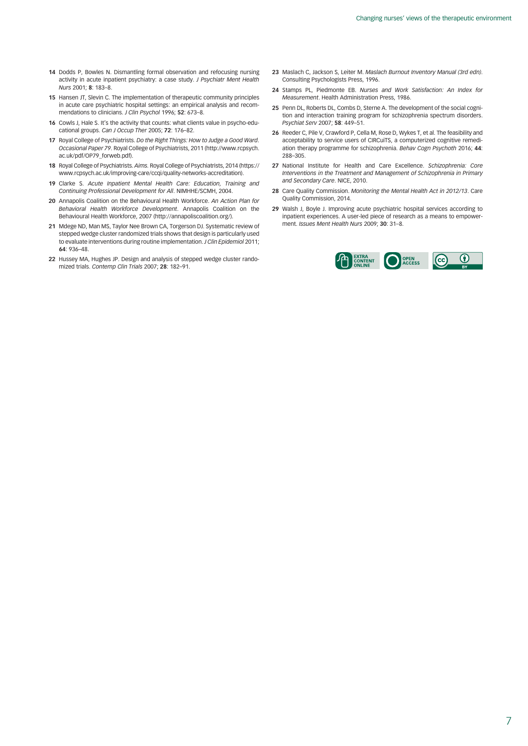14 Dodds P, Bowles N. Dismantling formal observation and refocusing nursing activity in acute inpatient psychiatry: a case study. *J Psychiatr Ment Health Nurs* 2001; **8**: 183–8.

15 Hansen JT, Slevin C. The implementation of therapeutic community principles in acute care psychiatric hospital settings: an empirical analysis and recommendations to clinicians. *J Clin Psychol* 1996; **52**: 673–8.

16 Cowls J, Hale S. It's the activity that counts: what clients value in psycho-educational groups. *Can J Occup Ther* 2005; **72**: 176–82.

17 Royal College of Psychiatrists. *Do the Right Things: How to Judge a Good Ward*. *Occasional Paper 79*. Royal College of Psychiatrists, 2011 (http://www.rcpsych.ac.uk/pdf/OP79_forweb.pdf).

18 Royal College of Psychiatrists. *Aims*. Royal College of Psychiatrists, 2014 (https://www.rcpsych.ac.uk/improving-care/ccqi/quality-networks-accreditation).

19 Clarke S. *Acute Inpatient Mental Health Care: Education, Training and Continuing Professional Development for All*. NIMHHE/SCMH, 2004.

20 Annapolis Coalition on the Behavioural Health Workforce. *An Action Plan for Behavioral Health Workforce Development*. Annapolis Coalition on the Behavioural Health Workforce, 2007 (http://annapoliscoalition.org/).

21 Mdege ND, Man MS, Taylor Nee Brown CA, Torgerson DJ. Systematic review of stepped wedge cluster randomized trials shows that design is particularly used to evaluate interventions during routine implementation. *J Clin Epidemiol* 2011; **64**: 936–48.

22 Hussey MA, Hughes JP. Design and analysis of stepped wedge cluster randomized trials. *Contemp Clin Trials* 2007; **28**: 182–91.

23 Maslach C, Jackson S, Leiter M. *Maslach Burnout Inventory Manual (3rd edn)*. Consulting Psychologists Press, 1996.

24 Stamps PL, Piedmonte EB. *Nurses and Work Satisfaction: An Index for Measurement*. Health Administration Press, 1986.

25 Penn DL, Roberts DL, Combs D, Sterne A. The development of the social cognition and interaction training program for schizophrenia spectrum disorders. *Psychiat Serv* 2007; **58**: 449–51.

26 Reeder C, Pile V, Crawford P, Cella M, Rose D, Wykes T, et al. The feasibility and acceptability to service users of CIRCuiTS, a computerized cognitive remediation therapy programme for schizophrenia. *Behav Cogn Psychoth* 2016; **44**: 288–305.

27 National Institute for Health and Care Excellence. *Schizophrenia: Core Interventions in the Treatment and Management of Schizophrenia in Primary and Secondary Care*. NICE, 2010.

28 Care Quality Commission. *Monitoring the Mental Health Act in 2012/13*. Care Quality Commission, 2014.

29 Walsh J, Boyle J. Improving acute psychiatric hospital services according to inpatient experiences. A user-led piece of research as a means to empowerment. *Issues Ment Health Nurs* 2009; **30**: 31–8.

EXTRA CONTENT ONLINE

OPEN ACCESS

CC BY